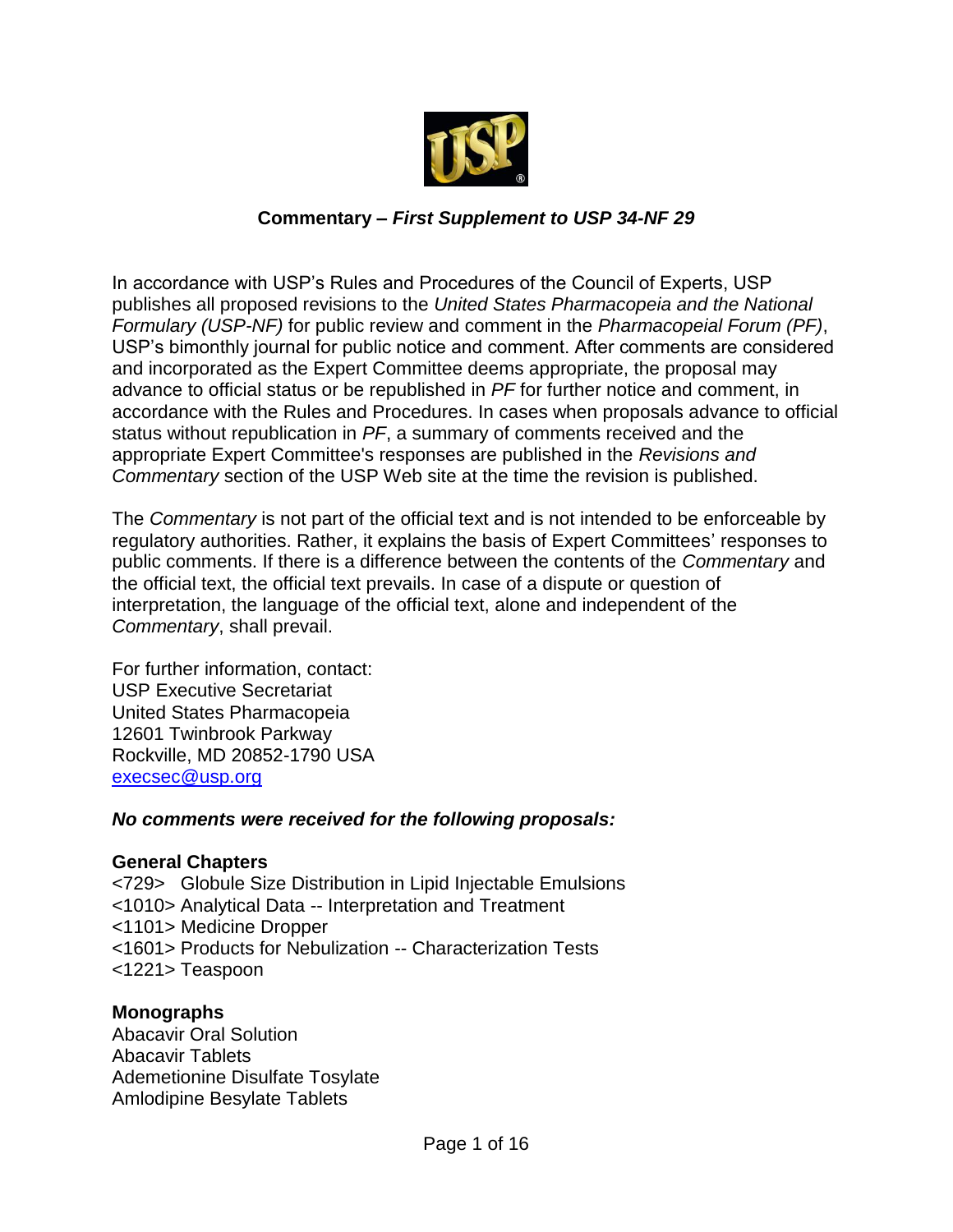## Commentary – *First Supplement to USP 34-NF 29*

In accordance with USP's Rules and Procedures of the Council of Experts, USP publishes all proposed revisions to the *United States Pharmacopeia and the National Formulary (USP-NF)* for public review and comment in the *Pharmacopeial Forum (PF)*, USP's bimonthly journal for public notice and comment. After comments are considered and incorporated as the Expert Committee deems appropriate, the proposal may advance to official status or be republished in *PF* for further notice and comment, in accordance with the Rules and Procedures. In cases when proposals advance to official status without republication in *PF*, a summary of comments received and the appropriate Expert Committee's responses are published in the *Revisions and Commentary* section of the USP Web site at the time the revision is published.

The *Commentary* is not part of the official text and is not intended to be enforceable by regulatory authorities. Rather, it explains the basis of Expert Committees' responses to public comments. If there is a difference between the contents of the *Commentary* and the official text, the official text prevails. In case of a dispute or question of interpretation, the language of the official text, alone and independent of the *Commentary*, shall prevail.

For further information, contact:
USP Executive Secretariat
United States Pharmacopeia
12601 Twinbrook Parkway
Rockville, MD 20852-1790 USA
execsec@usp.org

***No comments were received for the following proposals:***

**General Chapters**

<729> Globule Size Distribution in Lipid Injectable Emulsions
<1010> Analytical Data -- Interpretation and Treatment
<1101> Medicine Dropper
<1601> Products for Nebulization -- Characterization Tests
<1221> Teaspoon

**Monographs**

Abacavir Oral Solution
Abacavir Tablets
Ademetionine Disulfate Tosylate
Amlodipine Besylate Tablets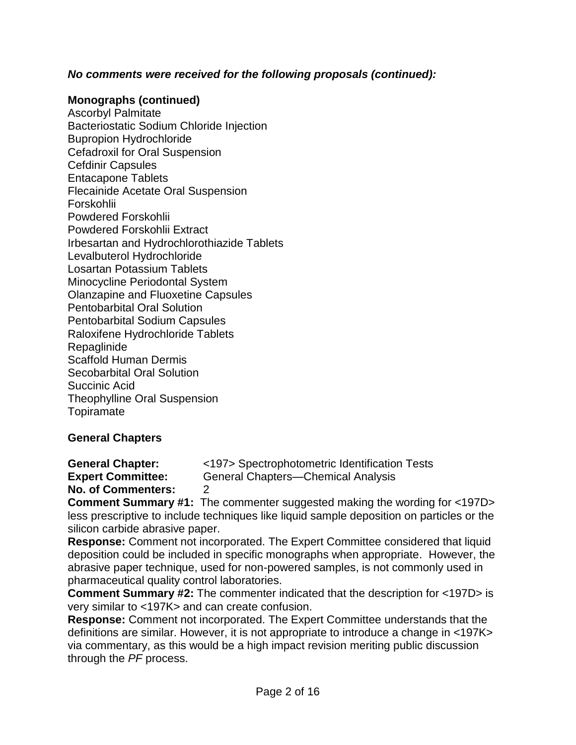***No comments were received for the following proposals (continued):***

**Monographs (continued)**

Ascorbyl Palmitate
Bacteriostatic Sodium Chloride Injection
Bupropion Hydrochloride
Cefadroxil for Oral Suspension
Cefdinir Capsules
Entacapone Tablets
Flecainide Acetate Oral Suspension
Forskohlii
Powdered Forskohlii
Powdered Forskohlii Extract
Irbesartan and Hydrochlorothiazide Tablets
Levalbuterol Hydrochloride
Losartan Potassium Tablets
Minocycline Periodontal System
Olanzapine and Fluoxetine Capsules
Pentobarbital Oral Solution
Pentobarbital Sodium Capsules
Raloxifene Hydrochloride Tablets
Repaglinide
Scaffold Human Dermis
Secobarbital Oral Solution
Succinic Acid
Theophylline Oral Suspension
Topiramate

**General Chapters**

**General Chapter:** <197> Spectrophotometric Identification Tests
**Expert Committee:** General Chapters—Chemical Analysis
**No. of Commenters:** 2

**Comment Summary #1:** The commenter suggested making the wording for <197D> less prescriptive to include techniques like liquid sample deposition on particles or the silicon carbide abrasive paper.

**Response:** Comment not incorporated. The Expert Committee considered that liquid deposition could be included in specific monographs when appropriate. However, the abrasive paper technique, used for non-powered samples, is not commonly used in pharmaceutical quality control laboratories.

**Comment Summary #2:** The commenter indicated that the description for <197D> is very similar to <197K> and can create confusion.

**Response:** Comment not incorporated. The Expert Committee understands that the definitions are similar. However, it is not appropriate to introduce a change in <197K> via commentary, as this would be a high impact revision meriting public discussion through the *PF* process.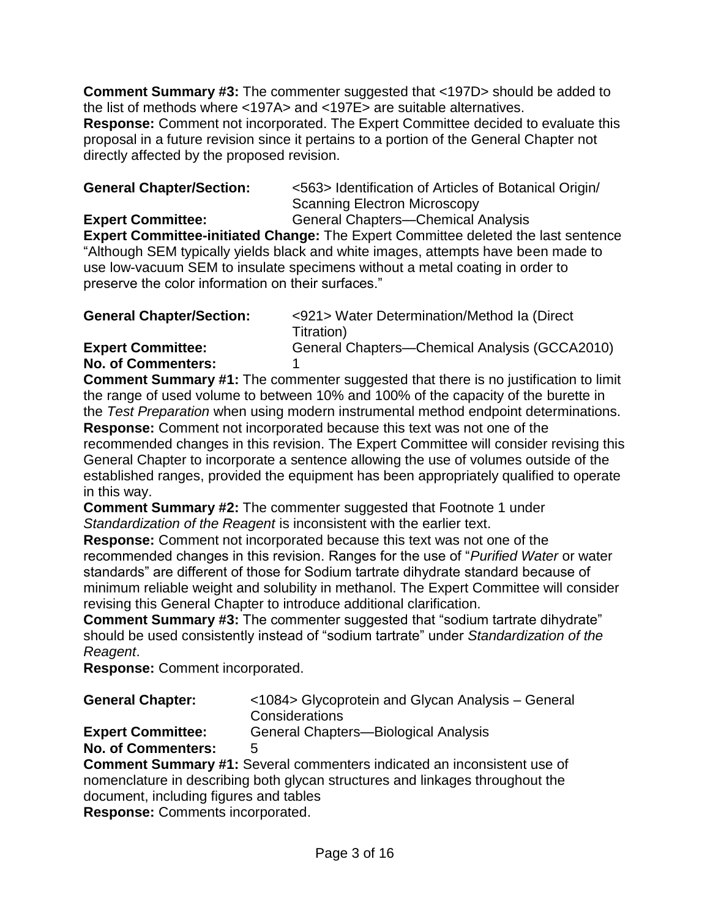**Comment Summary #3:** The commenter suggested that <197D> should be added to the list of methods where <197A> and <197E> are suitable alternatives.
**Response:** Comment not incorporated. The Expert Committee decided to evaluate this proposal in a future revision since it pertains to a portion of the General Chapter not directly affected by the proposed revision.

**General Chapter/Section:** <563> Identification of Articles of Botanical Origin/ Scanning Electron Microscopy
**Expert Committee:** General Chapters—Chemical Analysis
**Expert Committee-initiated Change:** The Expert Committee deleted the last sentence "Although SEM typically yields black and white images, attempts have been made to use low-vacuum SEM to insulate specimens without a metal coating in order to preserve the color information on their surfaces."

**General Chapter/Section:** <921> Water Determination/Method Ia (Direct Titration)
**Expert Committee:** General Chapters—Chemical Analysis (GCCA2010)
**No. of Commenters:** 1
**Comment Summary #1:** The commenter suggested that there is no justification to limit the range of used volume to between 10% and 100% of the capacity of the burette in the *Test Preparation* when using modern instrumental method endpoint determinations.
**Response:** Comment not incorporated because this text was not one of the recommended changes in this revision. The Expert Committee will consider revising this General Chapter to incorporate a sentence allowing the use of volumes outside of the established ranges, provided the equipment has been appropriately qualified to operate in this way.
**Comment Summary #2:** The commenter suggested that Footnote 1 under *Standardization of the Reagent* is inconsistent with the earlier text.
**Response:** Comment not incorporated because this text was not one of the recommended changes in this revision. Ranges for the use of "*Purified Water* or water standards" are different of those for Sodium tartrate dihydrate standard because of minimum reliable weight and solubility in methanol. The Expert Committee will consider revising this General Chapter to introduce additional clarification.
**Comment Summary #3:** The commenter suggested that "sodium tartrate dihydrate" should be used consistently instead of "sodium tartrate" under *Standardization of the Reagent*.
**Response:** Comment incorporated.

**General Chapter:** <1084> Glycoprotein and Glycan Analysis – General Considerations
**Expert Committee:** General Chapters—Biological Analysis
**No. of Commenters:** 5
**Comment Summary #1:** Several commenters indicated an inconsistent use of nomenclature in describing both glycan structures and linkages throughout the document, including figures and tables
**Response:** Comments incorporated.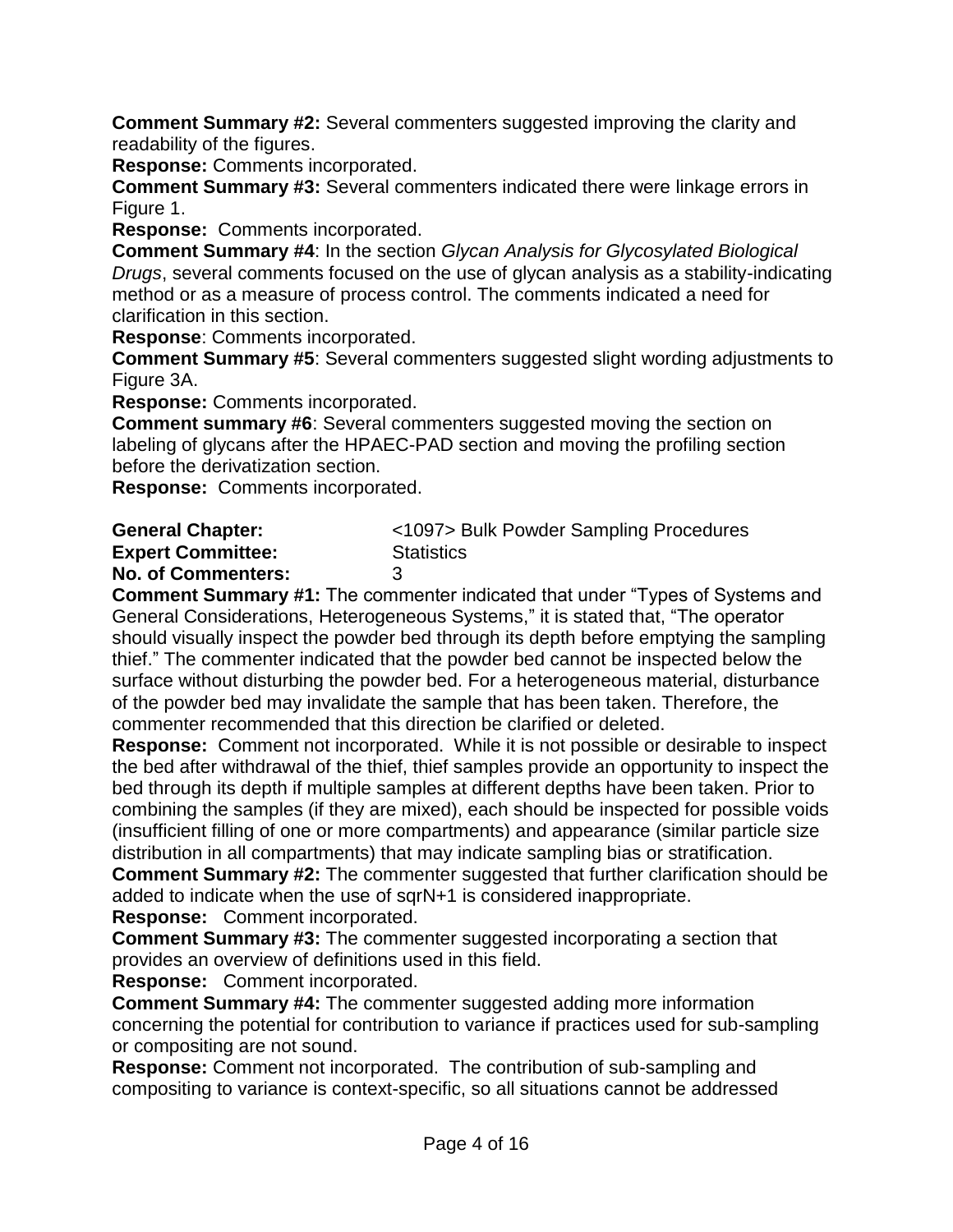**Comment Summary #2:** Several commenters suggested improving the clarity and readability of the figures.

**Response:** Comments incorporated.

**Comment Summary #3:** Several commenters indicated there were linkage errors in Figure 1.

**Response:** Comments incorporated.

**Comment Summary #4**: In the section *Glycan Analysis for Glycosylated Biological Drugs*, several comments focused on the use of glycan analysis as a stability-indicating method or as a measure of process control. The comments indicated a need for clarification in this section.

**Response**: Comments incorporated.

**Comment Summary #5**: Several commenters suggested slight wording adjustments to Figure 3A.

**Response:** Comments incorporated.

**Comment summary #6**: Several commenters suggested moving the section on labeling of glycans after the HPAEC-PAD section and moving the profiling section before the derivatization section.

**Response:** Comments incorporated.

**General Chapter:** <1097> Bulk Powder Sampling Procedures
**Expert Committee:** Statistics
**No. of Commenters:** 3

**Comment Summary #1:** The commenter indicated that under "Types of Systems and General Considerations, Heterogeneous Systems," it is stated that, "The operator should visually inspect the powder bed through its depth before emptying the sampling thief." The commenter indicated that the powder bed cannot be inspected below the surface without disturbing the powder bed. For a heterogeneous material, disturbance of the powder bed may invalidate the sample that has been taken. Therefore, the commenter recommended that this direction be clarified or deleted.

**Response:** Comment not incorporated. While it is not possible or desirable to inspect the bed after withdrawal of the thief, thief samples provide an opportunity to inspect the bed through its depth if multiple samples at different depths have been taken. Prior to combining the samples (if they are mixed), each should be inspected for possible voids (insufficient filling of one or more compartments) and appearance (similar particle size distribution in all compartments) that may indicate sampling bias or stratification.

**Comment Summary #2:** The commenter suggested that further clarification should be added to indicate when the use of sqrN+1 is considered inappropriate.

**Response:** Comment incorporated.

**Comment Summary #3:** The commenter suggested incorporating a section that provides an overview of definitions used in this field.

**Response:** Comment incorporated.

**Comment Summary #4:** The commenter suggested adding more information concerning the potential for contribution to variance if practices used for sub-sampling or compositing are not sound.

**Response:** Comment not incorporated. The contribution of sub-sampling and compositing to variance is context-specific, so all situations cannot be addressed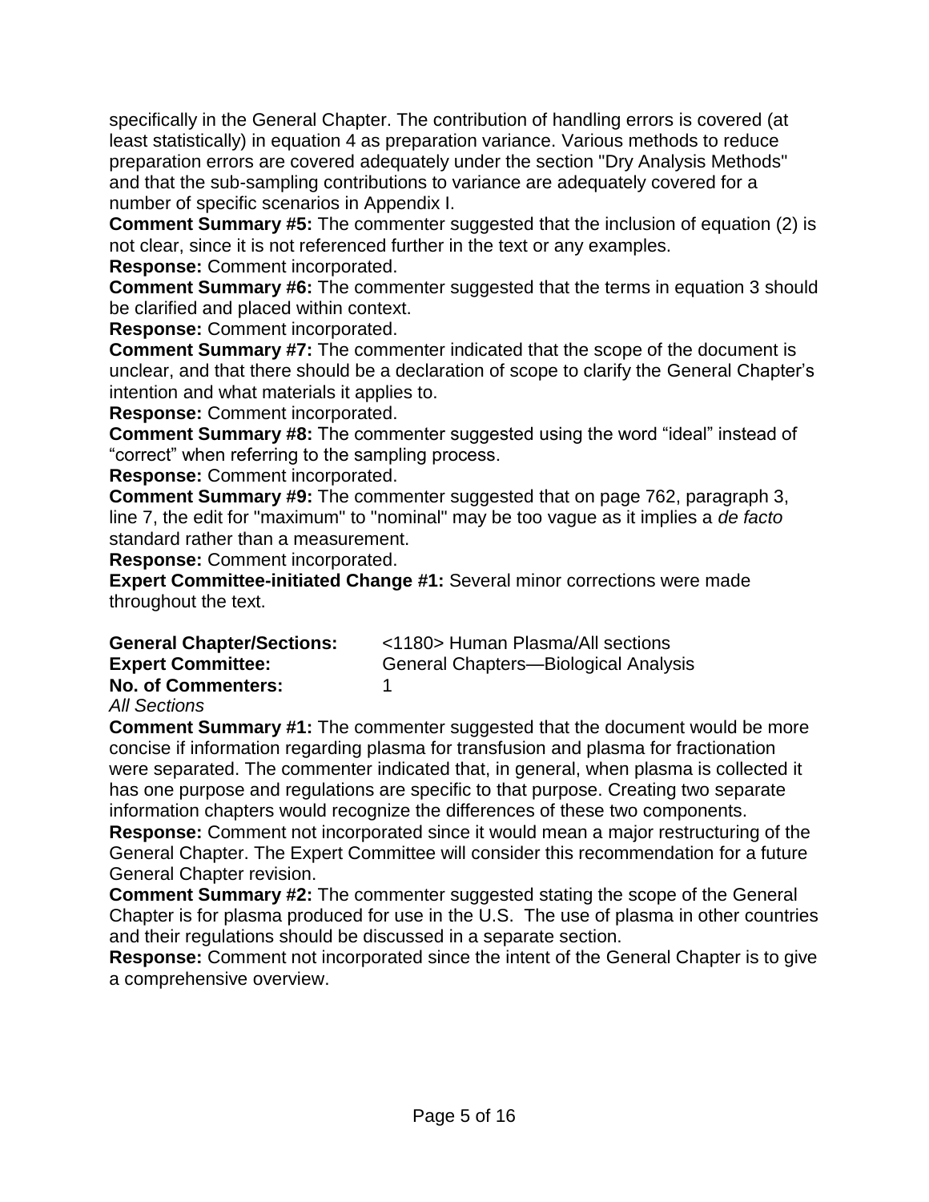specifically in the General Chapter. The contribution of handling errors is covered (at least statistically) in equation 4 as preparation variance. Various methods to reduce preparation errors are covered adequately under the section "Dry Analysis Methods" and that the sub-sampling contributions to variance are adequately covered for a number of specific scenarios in Appendix I.

**Comment Summary #5:** The commenter suggested that the inclusion of equation (2) is not clear, since it is not referenced further in the text or any examples.

**Response:** Comment incorporated.

**Comment Summary #6:** The commenter suggested that the terms in equation 3 should be clarified and placed within context.

**Response:** Comment incorporated.

**Comment Summary #7:** The commenter indicated that the scope of the document is unclear, and that there should be a declaration of scope to clarify the General Chapter's intention and what materials it applies to.

**Response:** Comment incorporated.

**Comment Summary #8:** The commenter suggested using the word "ideal" instead of "correct" when referring to the sampling process.

**Response:** Comment incorporated.

**Comment Summary #9:** The commenter suggested that on page 762, paragraph 3, line 7, the edit for "maximum" to "nominal" may be too vague as it implies a *de facto* standard rather than a measurement.

**Response:** Comment incorporated.

**Expert Committee-initiated Change #1:** Several minor corrections were made throughout the text.

**General Chapter/Sections:** <1180> Human Plasma/All sections
**Expert Committee:** General Chapters—Biological Analysis
**No. of Commenters:** 1

*All Sections*

**Comment Summary #1:** The commenter suggested that the document would be more concise if information regarding plasma for transfusion and plasma for fractionation were separated. The commenter indicated that, in general, when plasma is collected it has one purpose and regulations are specific to that purpose. Creating two separate information chapters would recognize the differences of these two components.

**Response:** Comment not incorporated since it would mean a major restructuring of the General Chapter. The Expert Committee will consider this recommendation for a future General Chapter revision.

**Comment Summary #2:** The commenter suggested stating the scope of the General Chapter is for plasma produced for use in the U.S. The use of plasma in other countries and their regulations should be discussed in a separate section.

**Response:** Comment not incorporated since the intent of the General Chapter is to give a comprehensive overview.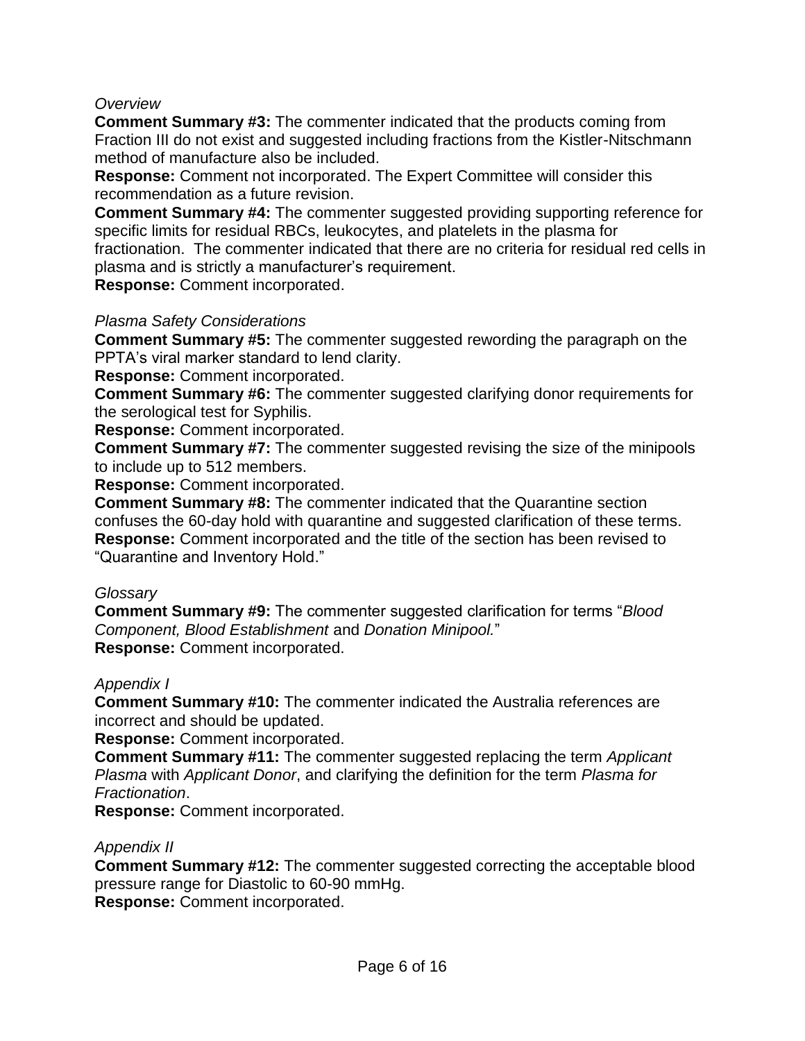*Overview*

**Comment Summary #3:** The commenter indicated that the products coming from Fraction III do not exist and suggested including fractions from the Kistler-Nitschmann method of manufacture also be included.

**Response:** Comment not incorporated. The Expert Committee will consider this recommendation as a future revision.

**Comment Summary #4:** The commenter suggested providing supporting reference for specific limits for residual RBCs, leukocytes, and platelets in the plasma for fractionation. The commenter indicated that there are no criteria for residual red cells in plasma and is strictly a manufacturer's requirement.

**Response:** Comment incorporated.

*Plasma Safety Considerations*

**Comment Summary #5:** The commenter suggested rewording the paragraph on the PPTA's viral marker standard to lend clarity.

**Response:** Comment incorporated.

**Comment Summary #6:** The commenter suggested clarifying donor requirements for the serological test for Syphilis.

**Response:** Comment incorporated.

**Comment Summary #7:** The commenter suggested revising the size of the minipools to include up to 512 members.

**Response:** Comment incorporated.

**Comment Summary #8:** The commenter indicated that the Quarantine section confuses the 60-day hold with quarantine and suggested clarification of these terms.

**Response:** Comment incorporated and the title of the section has been revised to "Quarantine and Inventory Hold."

*Glossary*

**Comment Summary #9:** The commenter suggested clarification for terms "*Blood Component, Blood Establishment* and *Donation Minipool.*"

**Response:** Comment incorporated.

*Appendix I*

**Comment Summary #10:** The commenter indicated the Australia references are incorrect and should be updated.

**Response:** Comment incorporated.

**Comment Summary #11:** The commenter suggested replacing the term *Applicant Plasma* with *Applicant Donor*, and clarifying the definition for the term *Plasma for Fractionation*.

**Response:** Comment incorporated.

*Appendix II*

**Comment Summary #12:** The commenter suggested correcting the acceptable blood pressure range for Diastolic to 60-90 mmHg.

**Response:** Comment incorporated.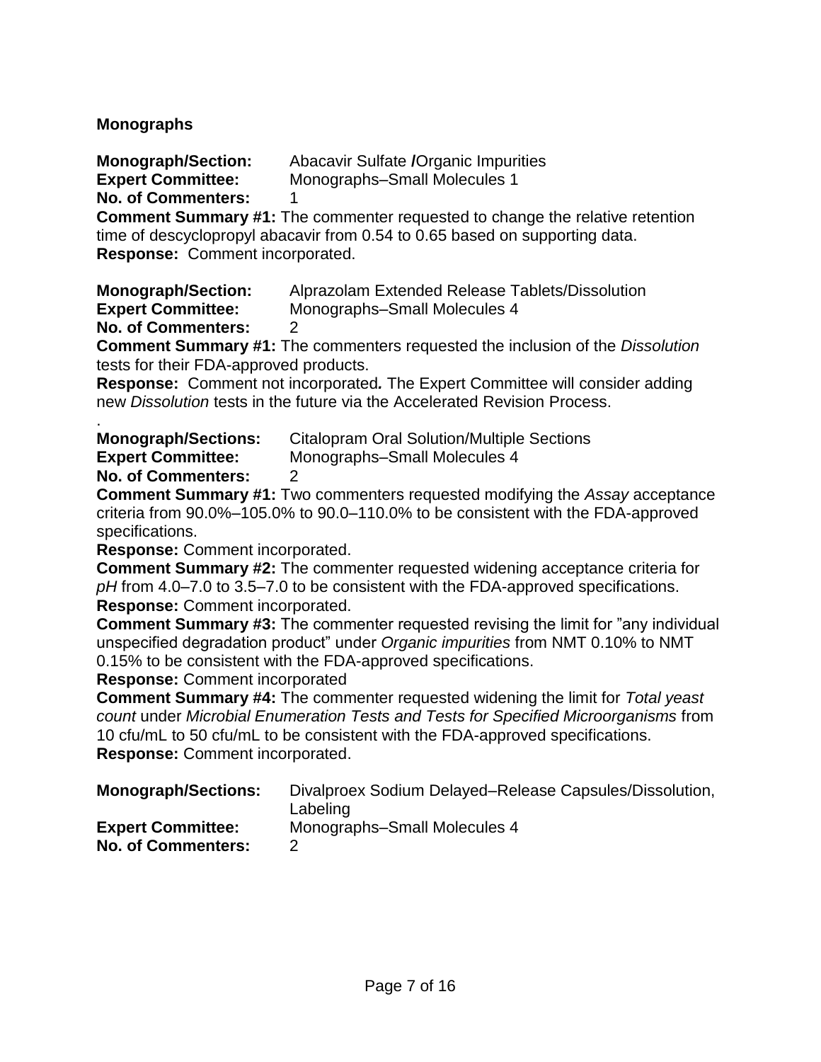**Monographs**

**Monograph/Section:** Abacavir Sulfate **/**Organic Impurities
**Expert Committee:** Monographs–Small Molecules 1
**No. of Commenters:** 1
**Comment Summary #1:** The commenter requested to change the relative retention time of descyclopropyl abacavir from 0.54 to 0.65 based on supporting data.
**Response:** Comment incorporated.

**Monograph/Section:** Alprazolam Extended Release Tablets/Dissolution
**Expert Committee:** Monographs–Small Molecules 4
**No. of Commenters:** 2
**Comment Summary #1:** The commenters requested the inclusion of the *Dissolution* tests for their FDA-approved products.
**Response:** Comment not incorporated*.* The Expert Committee will consider adding new *Dissolution* tests in the future via the Accelerated Revision Process.

.
**Monograph/Sections:** Citalopram Oral Solution/Multiple Sections
**Expert Committee:** Monographs–Small Molecules 4
**No. of Commenters:** 2
**Comment Summary #1:** Two commenters requested modifying the *Assay* acceptance criteria from 90.0%–105.0% to 90.0–110.0% to be consistent with the FDA-approved specifications.
**Response:** Comment incorporated.
**Comment Summary #2:** The commenter requested widening acceptance criteria for *pH* from 4.0–7.0 to 3.5–7.0 to be consistent with the FDA-approved specifications.
**Response:** Comment incorporated.
**Comment Summary #3:** The commenter requested revising the limit for "any individual unspecified degradation product" under *Organic impurities* from NMT 0.10% to NMT 0.15% to be consistent with the FDA-approved specifications.
**Response:** Comment incorporated
**Comment Summary #4:** The commenter requested widening the limit for *Total yeast count* under *Microbial Enumeration Tests and Tests for Specified Microorganisms* from 10 cfu/mL to 50 cfu/mL to be consistent with the FDA-approved specifications.
**Response:** Comment incorporated.

**Monograph/Sections:** Divalproex Sodium Delayed–Release Capsules/Dissolution, Labeling
**Expert Committee:** Monographs–Small Molecules 4
**No. of Commenters:** 2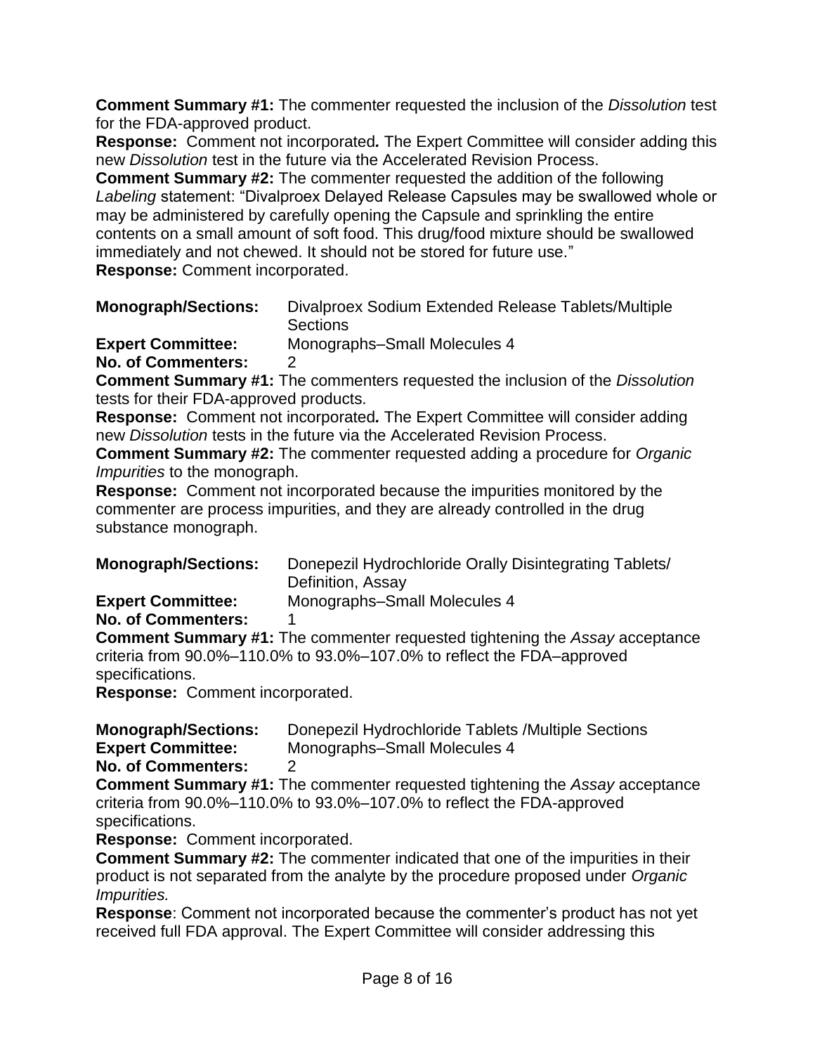**Comment Summary #1:** The commenter requested the inclusion of the *Dissolution* test for the FDA-approved product.

**Response:** Comment not incorporated***.*** The Expert Committee will consider adding this new *Dissolution* test in the future via the Accelerated Revision Process.

**Comment Summary #2:** The commenter requested the addition of the following *Labeling* statement: "Divalproex Delayed Release Capsules may be swallowed whole or may be administered by carefully opening the Capsule and sprinkling the entire contents on a small amount of soft food. This drug/food mixture should be swallowed immediately and not chewed. It should not be stored for future use."

**Response:** Comment incorporated.

**Monograph/Sections:** Divalproex Sodium Extended Release Tablets/Multiple Sections
**Expert Committee:** Monographs–Small Molecules 4
**No. of Commenters:** 2

**Comment Summary #1:** The commenters requested the inclusion of the *Dissolution* tests for their FDA-approved products.

**Response:** Comment not incorporated***.*** The Expert Committee will consider adding new *Dissolution* tests in the future via the Accelerated Revision Process.

**Comment Summary #2:** The commenter requested adding a procedure for *Organic Impurities* to the monograph.

**Response:** Comment not incorporated because the impurities monitored by the commenter are process impurities, and they are already controlled in the drug substance monograph.

**Monograph/Sections:** Donepezil Hydrochloride Orally Disintegrating Tablets/ Definition, Assay
**Expert Committee:** Monographs–Small Molecules 4
**No. of Commenters:** 1

**Comment Summary #1:** The commenter requested tightening the *Assay* acceptance criteria from 90.0%–110.0% to 93.0%–107.0% to reflect the FDA–approved specifications.

**Response:** Comment incorporated.

**Monograph/Sections:** Donepezil Hydrochloride Tablets /Multiple Sections
**Expert Committee:** Monographs–Small Molecules 4
**No. of Commenters:** 2

**Comment Summary #1:** The commenter requested tightening the *Assay* acceptance criteria from 90.0%–110.0% to 93.0%–107.0% to reflect the FDA-approved specifications.

**Response:** Comment incorporated.

**Comment Summary #2:** The commenter indicated that one of the impurities in their product is not separated from the analyte by the procedure proposed under *Organic Impurities.*

**Response**: Comment not incorporated because the commenter's product has not yet received full FDA approval. The Expert Committee will consider addressing this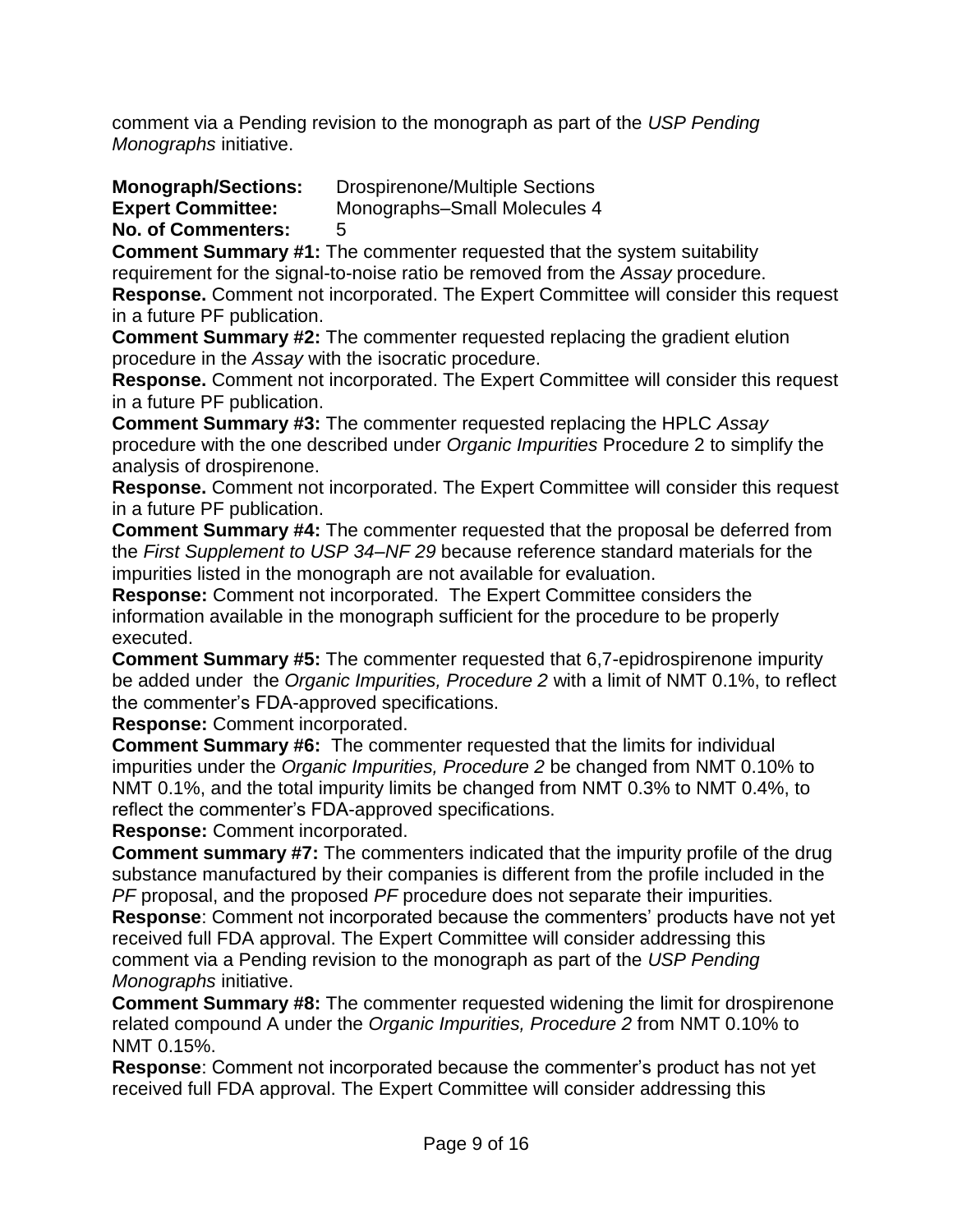comment via a Pending revision to the monograph as part of the *USP Pending Monographs* initiative.

**Monograph/Sections:** Drospirenone/Multiple Sections
**Expert Committee:** Monographs–Small Molecules 4
**No. of Commenters:** 5

**Comment Summary #1:** The commenter requested that the system suitability requirement for the signal-to-noise ratio be removed from the *Assay* procedure.
**Response.** Comment not incorporated. The Expert Committee will consider this request in a future PF publication.

**Comment Summary #2:** The commenter requested replacing the gradient elution procedure in the *Assay* with the isocratic procedure.
**Response.** Comment not incorporated. The Expert Committee will consider this request in a future PF publication.

**Comment Summary #3:** The commenter requested replacing the HPLC *Assay* procedure with the one described under *Organic Impurities* Procedure 2 to simplify the analysis of drospirenone.
**Response.** Comment not incorporated. The Expert Committee will consider this request in a future PF publication.

**Comment Summary #4:** The commenter requested that the proposal be deferred from the *First Supplement to USP 34–NF 29* because reference standard materials for the impurities listed in the monograph are not available for evaluation.
**Response:** Comment not incorporated. The Expert Committee considers the information available in the monograph sufficient for the procedure to be properly executed.

**Comment Summary #5:** The commenter requested that 6,7-epidrospirenone impurity be added under the *Organic Impurities, Procedure 2* with a limit of NMT 0.1%, to reflect the commenter's FDA-approved specifications.
**Response:** Comment incorporated.

**Comment Summary #6:** The commenter requested that the limits for individual impurities under the *Organic Impurities, Procedure 2* be changed from NMT 0.10% to NMT 0.1%, and the total impurity limits be changed from NMT 0.3% to NMT 0.4%, to reflect the commenter's FDA-approved specifications.
**Response:** Comment incorporated.

**Comment summary #7:** The commenters indicated that the impurity profile of the drug substance manufactured by their companies is different from the profile included in the *PF* proposal, and the proposed *PF* procedure does not separate their impurities.
**Response**: Comment not incorporated because the commenters' products have not yet received full FDA approval. The Expert Committee will consider addressing this comment via a Pending revision to the monograph as part of the *USP Pending Monographs* initiative.

**Comment Summary #8:** The commenter requested widening the limit for drospirenone related compound A under the *Organic Impurities, Procedure 2* from NMT 0.10% to NMT 0.15%.
**Response**: Comment not incorporated because the commenter's product has not yet received full FDA approval. The Expert Committee will consider addressing this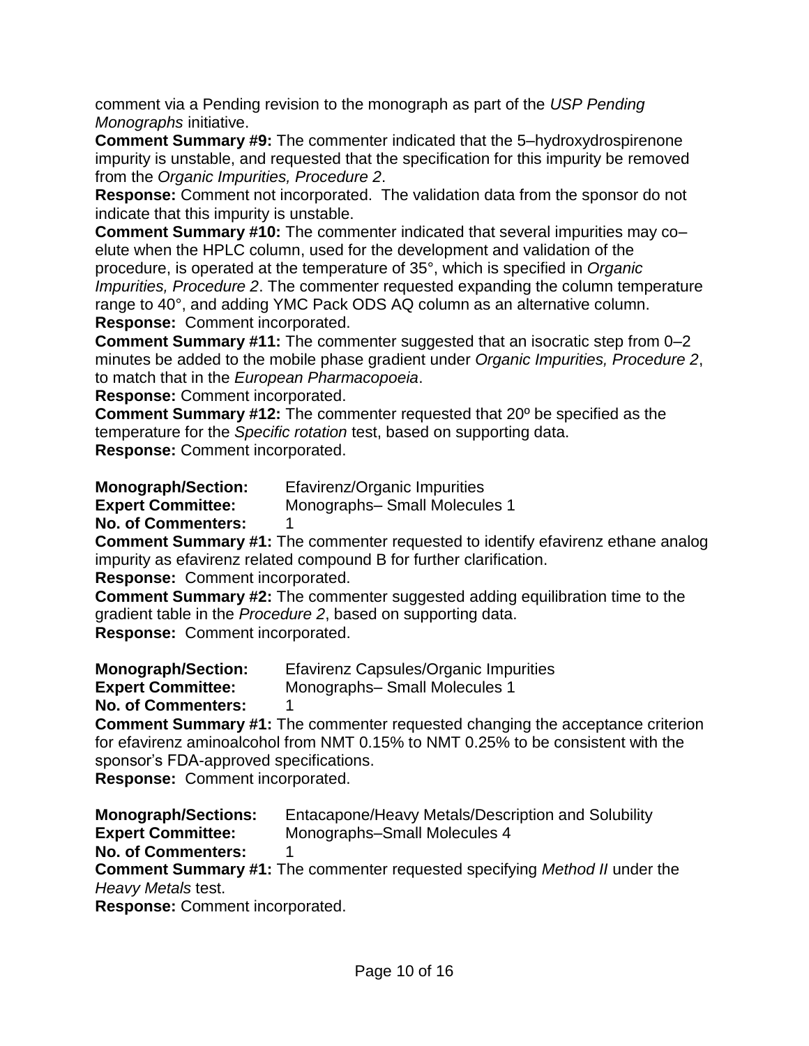comment via a Pending revision to the monograph as part of the *USP Pending Monographs* initiative.

**Comment Summary #9:** The commenter indicated that the 5–hydroxydrospirenone impurity is unstable, and requested that the specification for this impurity be removed from the *Organic Impurities, Procedure 2*.

**Response:** Comment not incorporated. The validation data from the sponsor do not indicate that this impurity is unstable.

**Comment Summary #10:** The commenter indicated that several impurities may co–elute when the HPLC column, used for the development and validation of the procedure, is operated at the temperature of 35°, which is specified in *Organic Impurities, Procedure 2*. The commenter requested expanding the column temperature range to 40°, and adding YMC Pack ODS AQ column as an alternative column.

**Response:** Comment incorporated.

**Comment Summary #11:** The commenter suggested that an isocratic step from 0–2 minutes be added to the mobile phase gradient under *Organic Impurities, Procedure 2*, to match that in the *European Pharmacopoeia*.

**Response:** Comment incorporated.

**Comment Summary #12:** The commenter requested that 20º be specified as the temperature for the *Specific rotation* test, based on supporting data.

**Response:** Comment incorporated.

**Monograph/Section:** Efavirenz/Organic Impurities
**Expert Committee:** Monographs– Small Molecules 1
**No. of Commenters:** 1

**Comment Summary #1:** The commenter requested to identify efavirenz ethane analog impurity as efavirenz related compound B for further clarification.

**Response:** Comment incorporated.

**Comment Summary #2:** The commenter suggested adding equilibration time to the gradient table in the *Procedure 2*, based on supporting data.

**Response:** Comment incorporated.

**Monograph/Section:** Efavirenz Capsules/Organic Impurities
**Expert Committee:** Monographs– Small Molecules 1
**No. of Commenters:** 1

**Comment Summary #1:** The commenter requested changing the acceptance criterion for efavirenz aminoalcohol from NMT 0.15% to NMT 0.25% to be consistent with the sponsor's FDA-approved specifications.

**Response:** Comment incorporated.

**Monograph/Sections:** Entacapone/Heavy Metals/Description and Solubility
**Expert Committee:** Monographs–Small Molecules 4
**No. of Commenters:** 1

**Comment Summary #1:** The commenter requested specifying *Method II* under the *Heavy Metals* test.

**Response:** Comment incorporated.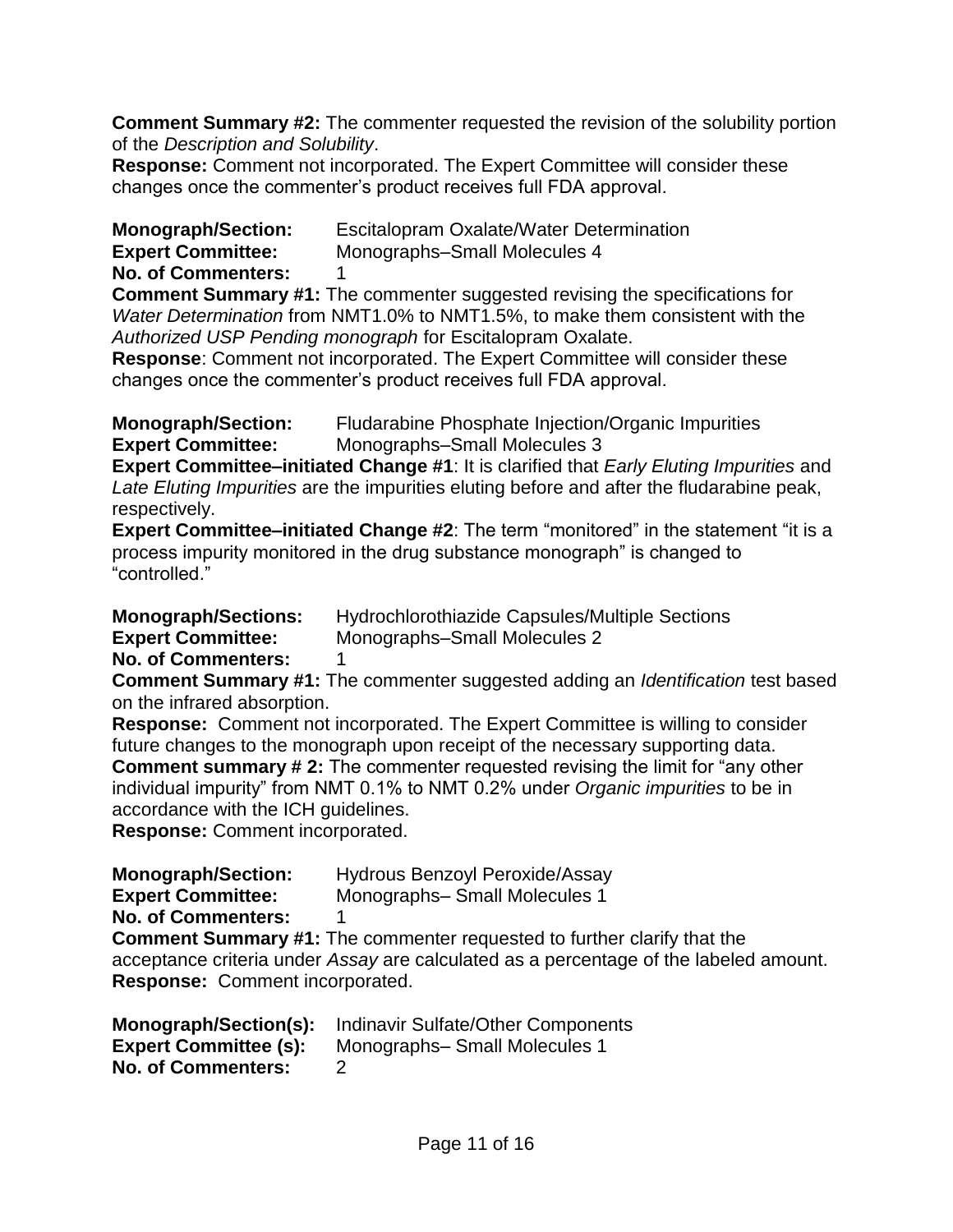**Comment Summary #2:** The commenter requested the revision of the solubility portion of the *Description and Solubility*.
**Response:** Comment not incorporated. The Expert Committee will consider these changes once the commenter's product receives full FDA approval.

**Monograph/Section:** Escitalopram Oxalate/Water Determination
**Expert Committee:** Monographs–Small Molecules 4
**No. of Commenters:** 1
**Comment Summary #1:** The commenter suggested revising the specifications for *Water Determination* from NMT1.0% to NMT1.5%, to make them consistent with the *Authorized USP Pending monograph* for Escitalopram Oxalate.
**Response**: Comment not incorporated. The Expert Committee will consider these changes once the commenter's product receives full FDA approval.

**Monograph/Section:** Fludarabine Phosphate Injection/Organic Impurities
**Expert Committee:** Monographs–Small Molecules 3
**Expert Committee–initiated Change #1**: It is clarified that *Early Eluting Impurities* and *Late Eluting Impurities* are the impurities eluting before and after the fludarabine peak, respectively.
**Expert Committee–initiated Change #2**: The term "monitored" in the statement "it is a process impurity monitored in the drug substance monograph" is changed to "controlled."

**Monograph/Sections:** Hydrochlorothiazide Capsules/Multiple Sections
**Expert Committee:** Monographs–Small Molecules 2
**No. of Commenters:** 1
**Comment Summary #1:** The commenter suggested adding an *Identification* test based on the infrared absorption.
**Response:** Comment not incorporated. The Expert Committee is willing to consider future changes to the monograph upon receipt of the necessary supporting data.
**Comment summary # 2:** The commenter requested revising the limit for "any other individual impurity" from NMT 0.1% to NMT 0.2% under *Organic impurities* to be in accordance with the ICH guidelines.
**Response:** Comment incorporated.

**Monograph/Section:** Hydrous Benzoyl Peroxide/Assay
**Expert Committee:** Monographs– Small Molecules 1
**No. of Commenters:** 1
**Comment Summary #1:** The commenter requested to further clarify that the acceptance criteria under *Assay* are calculated as a percentage of the labeled amount.
**Response:** Comment incorporated.

**Monograph/Section(s):** Indinavir Sulfate/Other Components
**Expert Committee (s):** Monographs– Small Molecules 1
**No. of Commenters:** 2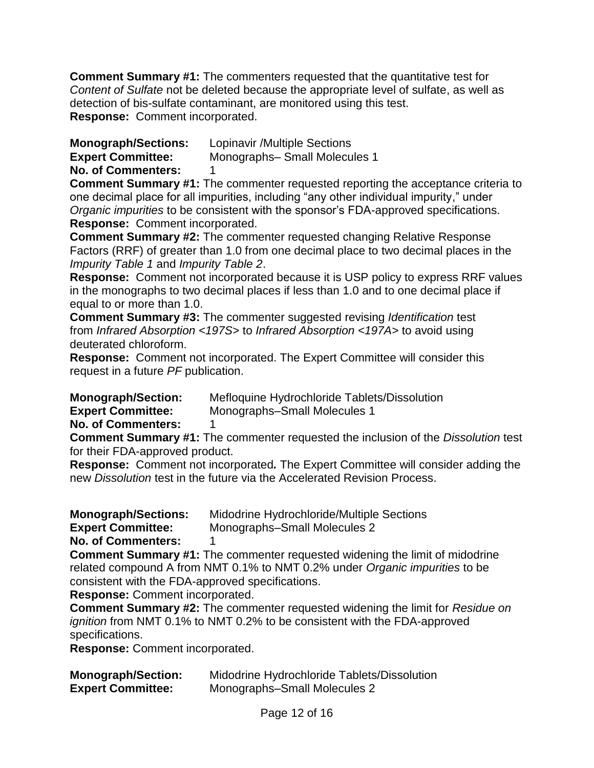**Comment Summary #1:** The commenters requested that the quantitative test for *Content of Sulfate* not be deleted because the appropriate level of sulfate, as well as detection of bis-sulfate contaminant, are monitored using this test.
**Response:** Comment incorporated.

**Monograph/Sections:** Lopinavir /Multiple Sections
**Expert Committee:** Monographs– Small Molecules 1
**No. of Commenters:** 1

**Comment Summary #1:** The commenter requested reporting the acceptance criteria to one decimal place for all impurities, including "any other individual impurity," under *Organic impurities* to be consistent with the sponsor's FDA-approved specifications.
**Response:** Comment incorporated.
**Comment Summary #2:** The commenter requested changing Relative Response Factors (RRF) of greater than 1.0 from one decimal place to two decimal places in the *Impurity Table 1* and *Impurity Table 2*.
**Response:** Comment not incorporated because it is USP policy to express RRF values in the monographs to two decimal places if less than 1.0 and to one decimal place if equal to or more than 1.0.
**Comment Summary #3:** The commenter suggested revising *Identification* test from *Infrared Absorption <197S>* to *Infrared Absorption <197A>* to avoid using deuterated chloroform.
**Response:** Comment not incorporated. The Expert Committee will consider this request in a future *PF* publication.

**Monograph/Section:** Mefloquine Hydrochloride Tablets/Dissolution
**Expert Committee:** Monographs–Small Molecules 1
**No. of Commenters:** 1

**Comment Summary #1:** The commenter requested the inclusion of the *Dissolution* test for their FDA-approved product.
**Response:** Comment not incorporated***.*** The Expert Committee will consider adding the new *Dissolution* test in the future via the Accelerated Revision Process.

**Monograph/Sections:** Midodrine Hydrochloride/Multiple Sections
**Expert Committee:** Monographs–Small Molecules 2
**No. of Commenters:** 1

**Comment Summary #1:** The commenter requested widening the limit of midodrine related compound A from NMT 0.1% to NMT 0.2% under *Organic impurities* to be consistent with the FDA-approved specifications.
**Response:** Comment incorporated.
**Comment Summary #2:** The commenter requested widening the limit for *Residue on ignition* from NMT 0.1% to NMT 0.2% to be consistent with the FDA-approved specifications.
**Response:** Comment incorporated.

**Monograph/Section:** Midodrine Hydrochloride Tablets/Dissolution
**Expert Committee:** Monographs–Small Molecules 2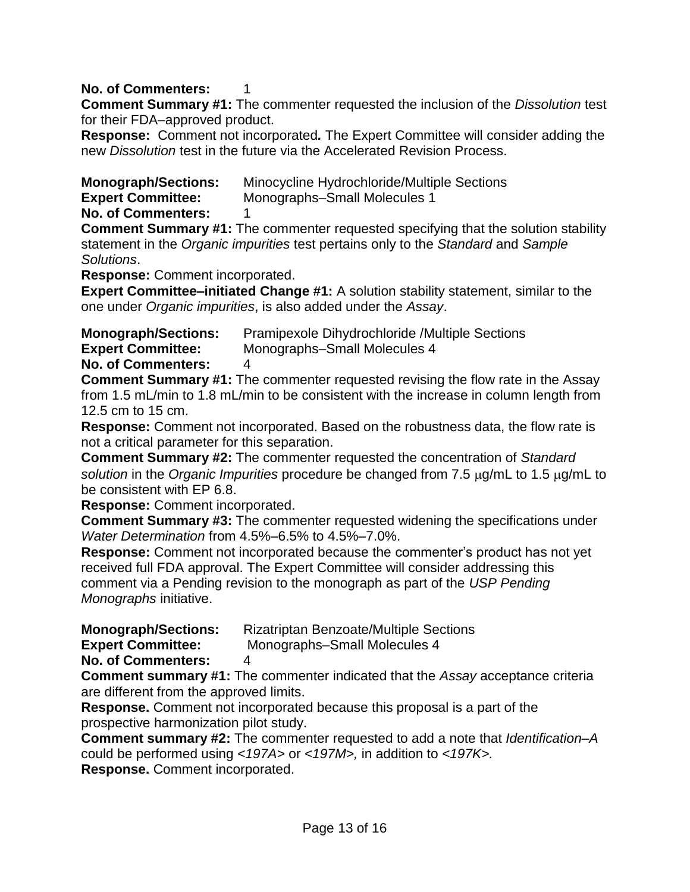**No. of Commenters:** 1

**Comment Summary #1:** The commenter requested the inclusion of the *Dissolution* test for their FDA–approved product.

**Response:** Comment not incorporated**.** The Expert Committee will consider adding the new *Dissolution* test in the future via the Accelerated Revision Process.

**Monograph/Sections:** Minocycline Hydrochloride/Multiple Sections
**Expert Committee:** Monographs–Small Molecules 1
**No. of Commenters:** 1

**Comment Summary #1:** The commenter requested specifying that the solution stability statement in the *Organic impurities* test pertains only to the *Standard* and *Sample Solutions*.

**Response:** Comment incorporated.

**Expert Committee–initiated Change #1:** A solution stability statement, similar to the one under *Organic impurities*, is also added under the *Assay*.

**Monograph/Sections:** Pramipexole Dihydrochloride /Multiple Sections
**Expert Committee:** Monographs–Small Molecules 4
**No. of Commenters:** 4

**Comment Summary #1:** The commenter requested revising the flow rate in the Assay from 1.5 mL/min to 1.8 mL/min to be consistent with the increase in column length from 12.5 cm to 15 cm.

**Response:** Comment not incorporated. Based on the robustness data, the flow rate is not a critical parameter for this separation.

**Comment Summary #2:** The commenter requested the concentration of *Standard solution* in the *Organic Impurities* procedure be changed from 7.5 µg/mL to 1.5 µg/mL to be consistent with EP 6.8.

**Response:** Comment incorporated.

**Comment Summary #3:** The commenter requested widening the specifications under *Water Determination* from 4.5%–6.5% to 4.5%–7.0%.

**Response:** Comment not incorporated because the commenter's product has not yet received full FDA approval. The Expert Committee will consider addressing this comment via a Pending revision to the monograph as part of the *USP Pending Monographs* initiative.

**Monograph/Sections:** Rizatriptan Benzoate/Multiple Sections
**Expert Committee:** Monographs–Small Molecules 4
**No. of Commenters:** 4

**Comment summary #1:** The commenter indicated that the *Assay* acceptance criteria are different from the approved limits.

**Response.** Comment not incorporated because this proposal is a part of the prospective harmonization pilot study.

**Comment summary #2:** The commenter requested to add a note that *Identification–A* could be performed using *<197A>* or *<197M>,* in addition to *<197K>.*

**Response.** Comment incorporated.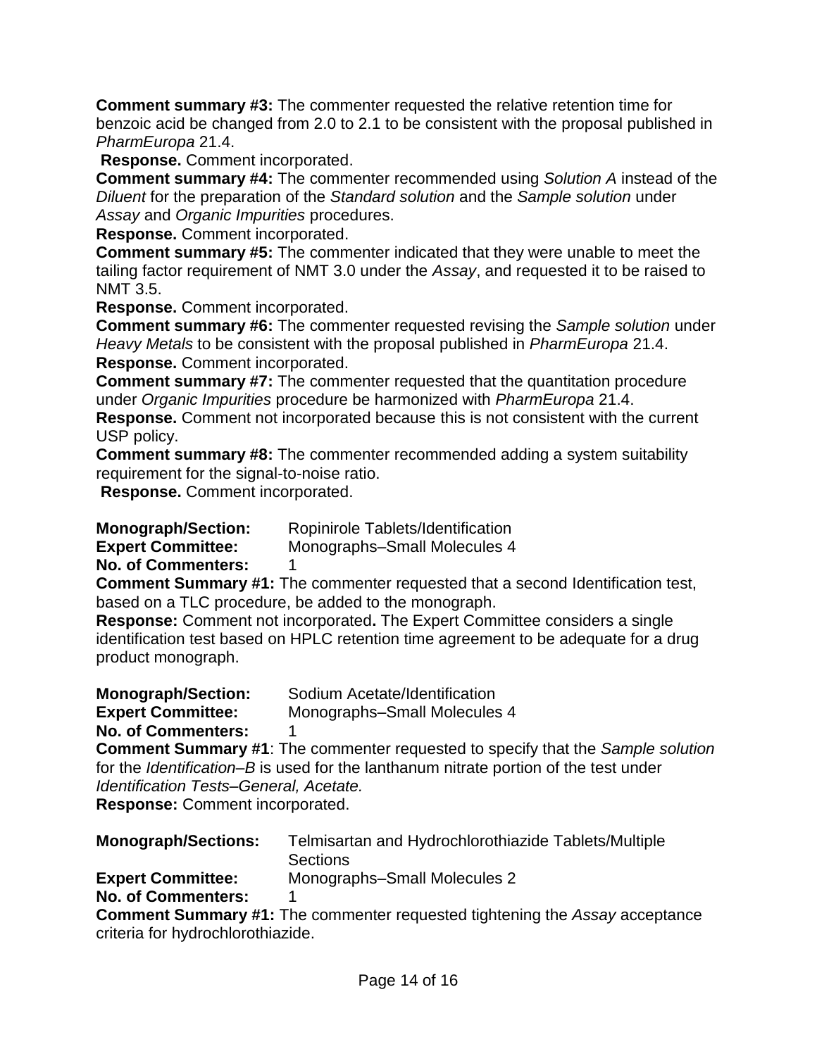**Comment summary #3:** The commenter requested the relative retention time for benzoic acid be changed from 2.0 to 2.1 to be consistent with the proposal published in *PharmEuropa* 21.4.

**Response.** Comment incorporated.

**Comment summary #4:** The commenter recommended using *Solution A* instead of the *Diluent* for the preparation of the *Standard solution* and the *Sample solution* under *Assay* and *Organic Impurities* procedures.

**Response.** Comment incorporated.

**Comment summary #5:** The commenter indicated that they were unable to meet the tailing factor requirement of NMT 3.0 under the *Assay*, and requested it to be raised to NMT 3.5.

**Response.** Comment incorporated.

**Comment summary #6:** The commenter requested revising the *Sample solution* under *Heavy Metals* to be consistent with the proposal published in *PharmEuropa* 21.4.

**Response.** Comment incorporated.

**Comment summary #7:** The commenter requested that the quantitation procedure under *Organic Impurities* procedure be harmonized with *PharmEuropa* 21.4.

**Response.** Comment not incorporated because this is not consistent with the current USP policy.

**Comment summary #8:** The commenter recommended adding a system suitability requirement for the signal-to-noise ratio.

**Response.** Comment incorporated.

**Monograph/Section:** Ropinirole Tablets/Identification
**Expert Committee:** Monographs–Small Molecules 4
**No. of Commenters:** 1

**Comment Summary #1:** The commenter requested that a second Identification test, based on a TLC procedure, be added to the monograph.

**Response:** Comment not incorporated**.** The Expert Committee considers a single identification test based on HPLC retention time agreement to be adequate for a drug product monograph.

**Monograph/Section:** Sodium Acetate/Identification
**Expert Committee:** Monographs–Small Molecules 4
**No. of Commenters:** 1

**Comment Summary #1**: The commenter requested to specify that the *Sample solution* for the *Identification–B* is used for the lanthanum nitrate portion of the test under *Identification Tests–General, Acetate.*

**Response:** Comment incorporated.

**Monograph/Sections:** Telmisartan and Hydrochlorothiazide Tablets/Multiple Sections
**Expert Committee:** Monographs–Small Molecules 2
**No. of Commenters:** 1

**Comment Summary #1:** The commenter requested tightening the *Assay* acceptance criteria for hydrochlorothiazide.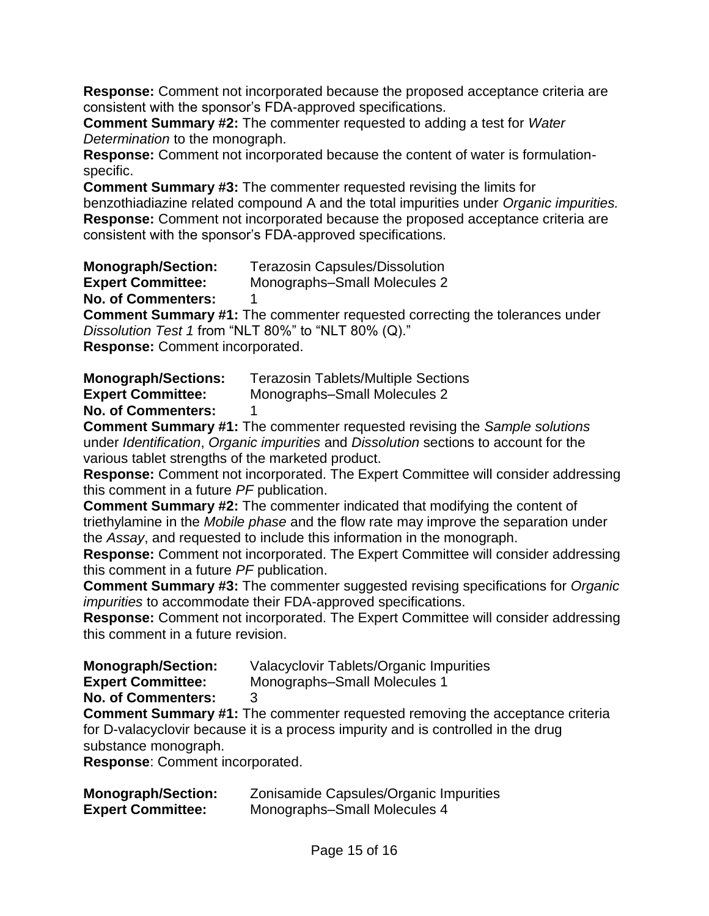**Response:** Comment not incorporated because the proposed acceptance criteria are consistent with the sponsor's FDA-approved specifications.

**Comment Summary #2:** The commenter requested to adding a test for *Water Determination* to the monograph.

**Response:** Comment not incorporated because the content of water is formulation-specific.

**Comment Summary #3:** The commenter requested revising the limits for benzothiadiazine related compound A and the total impurities under *Organic impurities.*

**Response:** Comment not incorporated because the proposed acceptance criteria are consistent with the sponsor's FDA-approved specifications.

**Monograph/Section:** Terazosin Capsules/Dissolution
**Expert Committee:** Monographs–Small Molecules 2
**No. of Commenters:** 1

**Comment Summary #1:** The commenter requested correcting the tolerances under *Dissolution Test 1* from "NLT 80%" to "NLT 80% (Q)."

**Response:** Comment incorporated.

**Monograph/Sections:** Terazosin Tablets/Multiple Sections
**Expert Committee:** Monographs–Small Molecules 2
**No. of Commenters:** 1

**Comment Summary #1:** The commenter requested revising the *Sample solutions* under *Identification*, *Organic impurities* and *Dissolution* sections to account for the various tablet strengths of the marketed product.

**Response:** Comment not incorporated. The Expert Committee will consider addressing this comment in a future *PF* publication.

**Comment Summary #2:** The commenter indicated that modifying the content of triethylamine in the *Mobile phase* and the flow rate may improve the separation under the *Assay*, and requested to include this information in the monograph.

**Response:** Comment not incorporated. The Expert Committee will consider addressing this comment in a future *PF* publication.

**Comment Summary #3:** The commenter suggested revising specifications for *Organic impurities* to accommodate their FDA-approved specifications.

**Response:** Comment not incorporated. The Expert Committee will consider addressing this comment in a future revision.

**Monograph/Section:** Valacyclovir Tablets/Organic Impurities
**Expert Committee:** Monographs–Small Molecules 1
**No. of Commenters:** 3

**Comment Summary #1:** The commenter requested removing the acceptance criteria for D-valacyclovir because it is a process impurity and is controlled in the drug substance monograph.

**Response**: Comment incorporated.

**Monograph/Section:** Zonisamide Capsules/Organic Impurities
**Expert Committee:** Monographs–Small Molecules 4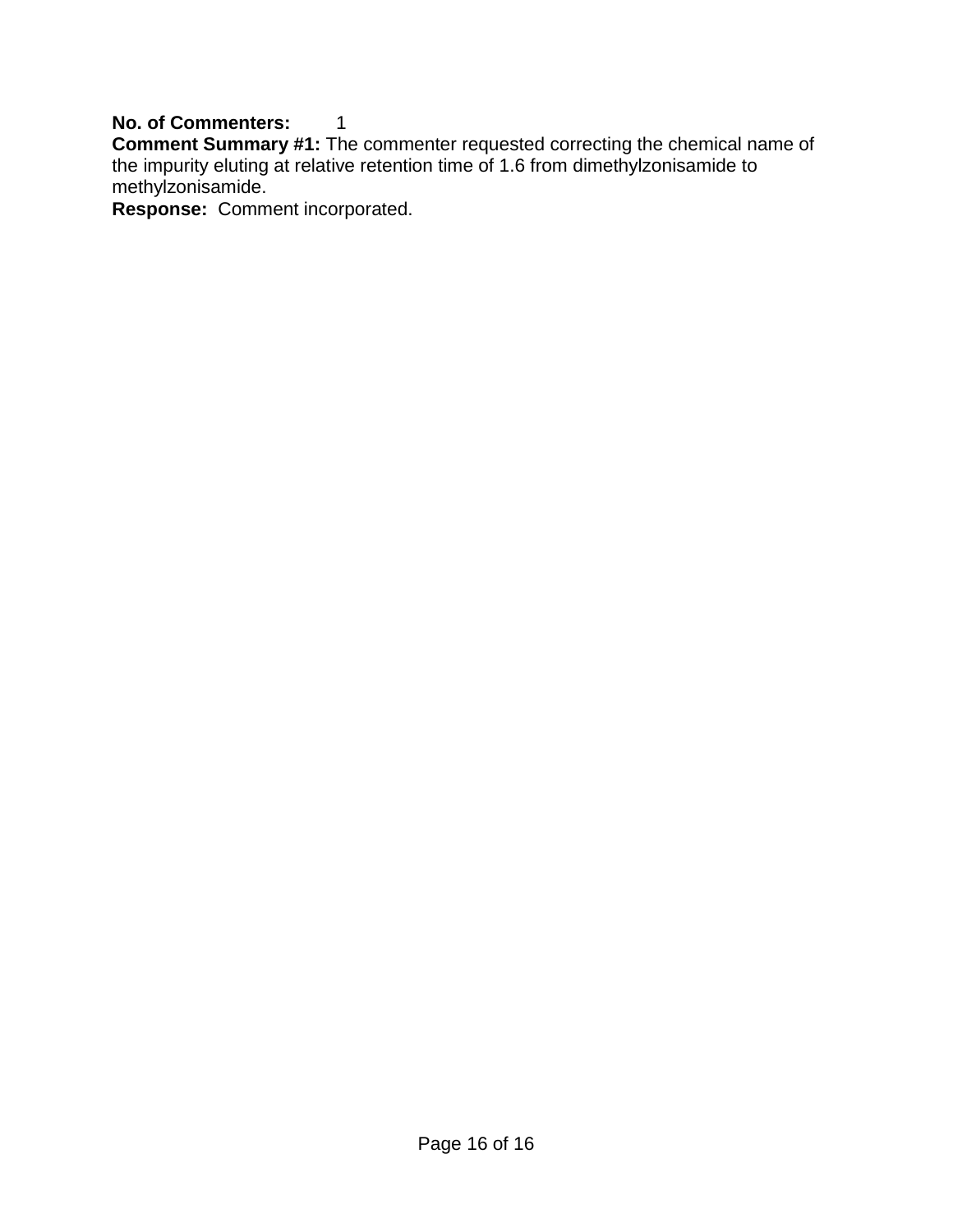**No. of Commenters:** 1

**Comment Summary #1:** The commenter requested correcting the chemical name of the impurity eluting at relative retention time of 1.6 from dimethylzonisamide to methylzonisamide.

**Response:** Comment incorporated.